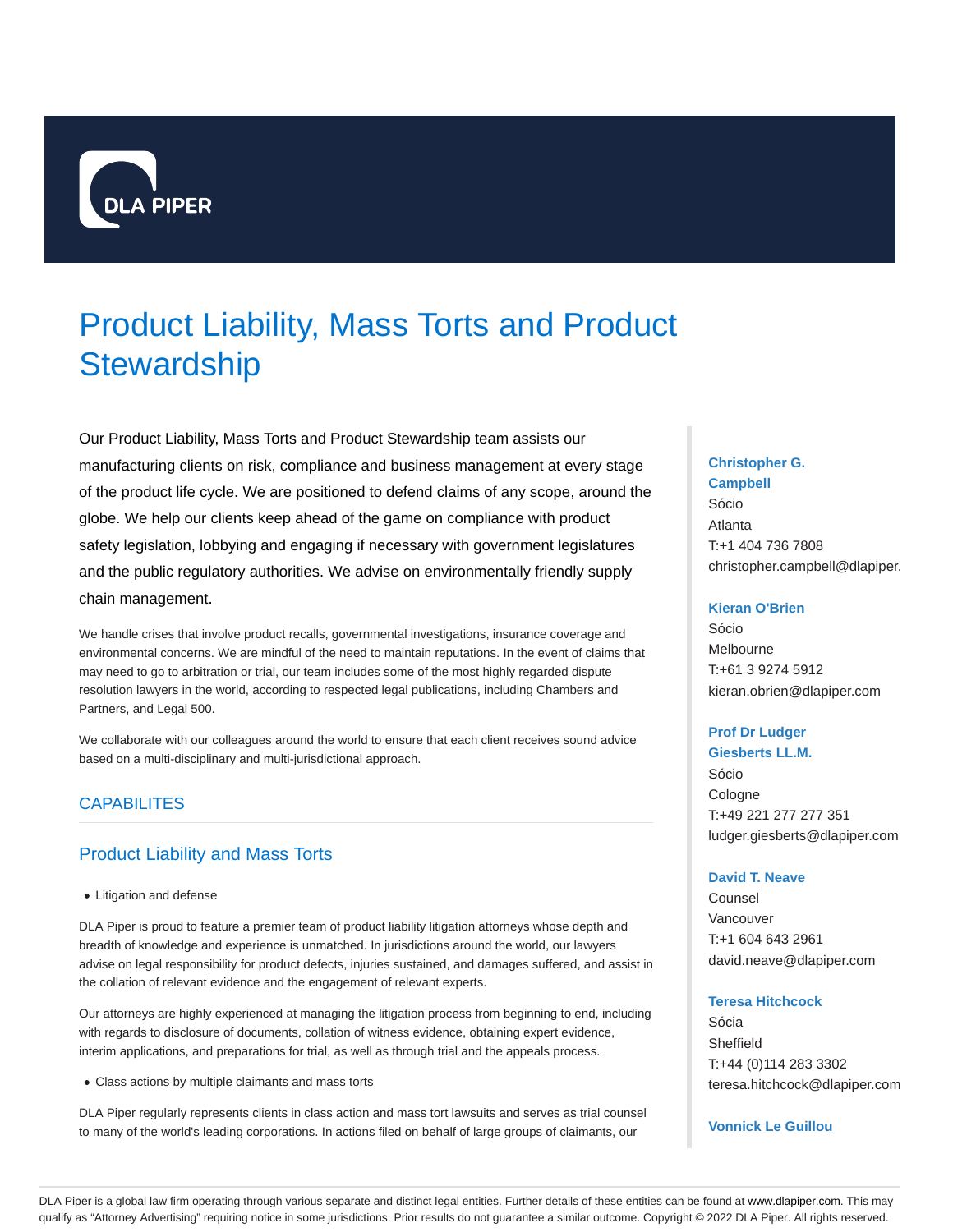DLA PIPER

# Product Liability, Mass Torts and Product Stewardship

Our Product Liability, Mass Torts and Product Stewardship team assists our manufacturing clients on risk, compliance and business management at every stage of the product life cycle. We are positioned to defend claims of any scope, around the globe. We help our clients keep ahead of the game on compliance with product safety legislation, lobbying and engaging if necessary with government legislatures and the public regulatory authorities. We advise on environmentally friendly supply chain management.

We handle crises that involve product recalls, governmental investigations, insurance coverage and environmental concerns. We are mindful of the need to maintain reputations. In the event of claims that may need to go to arbitration or trial, our team includes some of the most highly regarded dispute resolution lawyers in the world, according to respected legal publications, including Chambers and Partners, and Legal 500.

We collaborate with our colleagues around the world to ensure that each client receives sound advice based on a multi-disciplinary and multi-jurisdictional approach.

## CAPABILITES

### Product Liability and Mass Torts

- Litigation and defense

DLA Piper is proud to feature a premier team of product liability litigation attorneys whose depth and breadth of knowledge and experience is unmatched. In jurisdictions around the world, our lawyers advise on legal responsibility for product defects, injuries sustained, and damages suffered, and assist in the collation of relevant evidence and the engagement of relevant experts.

Our attorneys are highly experienced at managing the litigation process from beginning to end, including with regards to disclosure of documents, collation of witness evidence, obtaining expert evidence, interim applications, and preparations for trial, as well as through trial and the appeals process.

- Class actions by multiple claimants and mass torts

DLA Piper regularly represents clients in class action and mass tort lawsuits and serves as trial counsel to many of the world's leading corporations. In actions filed on behalf of large groups of claimants, our

**Christopher G. Campbell**
Sócio
Atlanta
T:+1 404 736 7808
christopher.campbell@dlapiper.

**Kieran O'Brien**
Sócio
Melbourne
T:+61 3 9274 5912
kieran.obrien@dlapiper.com

**Prof Dr Ludger Giesberts LL.M.**
Sócio
Cologne
T:+49 221 277 277 351
ludger.giesberts@dlapiper.com

**David T. Neave**
Counsel
Vancouver
T:+1 604 643 2961
david.neave@dlapiper.com

**Teresa Hitchcock**
Sócia
Sheffield
T:+44 (0)114 283 3302
teresa.hitchcock@dlapiper.com

**Vonnick Le Guillou**

DLA Piper is a global law firm operating through various separate and distinct legal entities. Further details of these entities can be found at www.dlapiper.com. This may qualify as "Attorney Advertising" requiring notice in some jurisdictions. Prior results do not guarantee a similar outcome. Copyright © 2022 DLA Piper. All rights reserved.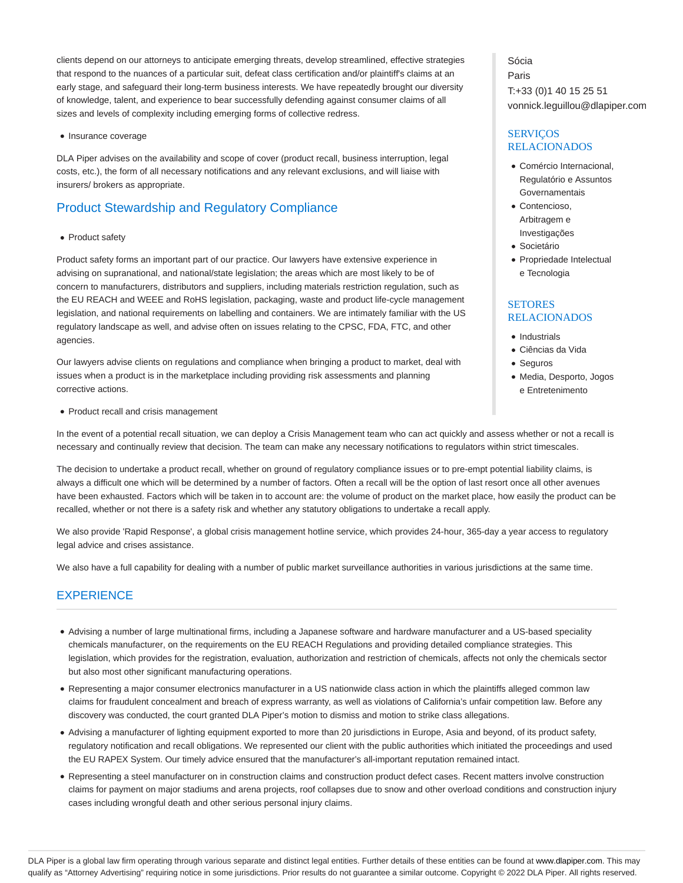clients depend on our attorneys to anticipate emerging threats, develop streamlined, effective strategies that respond to the nuances of a particular suit, defeat class certification and/or plaintiff's claims at an early stage, and safeguard their long-term business interests. We have repeatedly brought our diversity of knowledge, talent, and experience to bear successfully defending against consumer claims of all sizes and levels of complexity including emerging forms of collective redress.

- Insurance coverage

DLA Piper advises on the availability and scope of cover (product recall, business interruption, legal costs, etc.), the form of all necessary notifications and any relevant exclusions, and will liaise with insurers/ brokers as appropriate.

## Product Stewardship and Regulatory Compliance

- Product safety

Product safety forms an important part of our practice. Our lawyers have extensive experience in advising on supranational, and national/state legislation; the areas which are most likely to be of concern to manufacturers, distributors and suppliers, including materials restriction regulation, such as the EU REACH and WEEE and RoHS legislation, packaging, waste and product life-cycle management legislation, and national requirements on labelling and containers. We are intimately familiar with the US regulatory landscape as well, and advise often on issues relating to the CPSC, FDA, FTC, and other agencies.

Our lawyers advise clients on regulations and compliance when bringing a product to market, deal with issues when a product is in the marketplace including providing risk assessments and planning corrective actions.

- Product recall and crisis management

In the event of a potential recall situation, we can deploy a Crisis Management team who can act quickly and assess whether or not a recall is necessary and continually review that decision. The team can make any necessary notifications to regulators within strict timescales.

The decision to undertake a product recall, whether on ground of regulatory compliance issues or to pre-empt potential liability claims, is always a difficult one which will be determined by a number of factors. Often a recall will be the option of last resort once all other avenues have been exhausted. Factors which will be taken in to account are: the volume of product on the market place, how easily the product can be recalled, whether or not there is a safety risk and whether any statutory obligations to undertake a recall apply.

We also provide 'Rapid Response', a global crisis management hotline service, which provides 24-hour, 365-day a year access to regulatory legal advice and crises assistance.

We also have a full capability for dealing with a number of public market surveillance authorities in various jurisdictions at the same time.

Sócia
Paris
T:+33 (0)1 40 15 25 51
vonnick.leguillou@dlapiper.com

## SERVIÇOS RELACIONADOS

- Comércio Internacional, Regulatório e Assuntos Governamentais
- Contencioso, Arbitragem e Investigações
- Societário
- Propriedade Intelectual e Tecnologia

## SETORES RELACIONADOS

- Industrials
- Ciências da Vida
- Seguros
- Media, Desporto, Jogos e Entretenimento

## EXPERIENCE

- Advising a number of large multinational firms, including a Japanese software and hardware manufacturer and a US-based speciality chemicals manufacturer, on the requirements on the EU REACH Regulations and providing detailed compliance strategies. This legislation, which provides for the registration, evaluation, authorization and restriction of chemicals, affects not only the chemicals sector but also most other significant manufacturing operations.
- Representing a major consumer electronics manufacturer in a US nationwide class action in which the plaintiffs alleged common law claims for fraudulent concealment and breach of express warranty, as well as violations of California's unfair competition law. Before any discovery was conducted, the court granted DLA Piper's motion to dismiss and motion to strike class allegations.
- Advising a manufacturer of lighting equipment exported to more than 20 jurisdictions in Europe, Asia and beyond, of its product safety, regulatory notification and recall obligations. We represented our client with the public authorities which initiated the proceedings and used the EU RAPEX System. Our timely advice ensured that the manufacturer's all-important reputation remained intact.
- Representing a steel manufacturer on in construction claims and construction product defect cases. Recent matters involve construction claims for payment on major stadiums and arena projects, roof collapses due to snow and other overload conditions and construction injury cases including wrongful death and other serious personal injury claims.

DLA Piper is a global law firm operating through various separate and distinct legal entities. Further details of these entities can be found at www.dlapiper.com. This may qualify as "Attorney Advertising" requiring notice in some jurisdictions. Prior results do not guarantee a similar outcome. Copyright © 2022 DLA Piper. All rights reserved.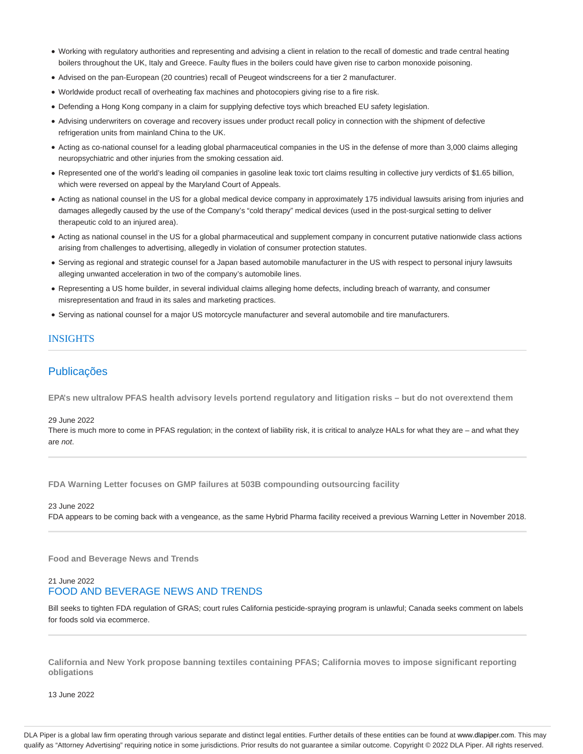- Working with regulatory authorities and representing and advising a client in relation to the recall of domestic and trade central heating boilers throughout the UK, Italy and Greece. Faulty flues in the boilers could have given rise to carbon monoxide poisoning.
- Advised on the pan-European (20 countries) recall of Peugeot windscreens for a tier 2 manufacturer.
- Worldwide product recall of overheating fax machines and photocopiers giving rise to a fire risk.
- Defending a Hong Kong company in a claim for supplying defective toys which breached EU safety legislation.
- Advising underwriters on coverage and recovery issues under product recall policy in connection with the shipment of defective refrigeration units from mainland China to the UK.
- Acting as co-national counsel for a leading global pharmaceutical companies in the US in the defense of more than 3,000 claims alleging neuropsychiatric and other injuries from the smoking cessation aid.
- Represented one of the world's leading oil companies in gasoline leak toxic tort claims resulting in collective jury verdicts of $1.65 billion, which were reversed on appeal by the Maryland Court of Appeals.
- Acting as national counsel in the US for a global medical device company in approximately 175 individual lawsuits arising from injuries and damages allegedly caused by the use of the Company's "cold therapy" medical devices (used in the post-surgical setting to deliver therapeutic cold to an injured area).
- Acting as national counsel in the US for a global pharmaceutical and supplement company in concurrent putative nationwide class actions arising from challenges to advertising, allegedly in violation of consumer protection statutes.
- Serving as regional and strategic counsel for a Japan based automobile manufacturer in the US with respect to personal injury lawsuits alleging unwanted acceleration in two of the company's automobile lines.
- Representing a US home builder, in several individual claims alleging home defects, including breach of warranty, and consumer misrepresentation and fraud in its sales and marketing practices.
- Serving as national counsel for a major US motorcycle manufacturer and several automobile and tire manufacturers.

## INSIGHTS

## Publicações

**EPA's new ultralow PFAS health advisory levels portend regulatory and litigation risks – but do not overextend them**

29 June 2022

There is much more to come in PFAS regulation; in the context of liability risk, it is critical to analyze HALs for what they are – and what they are *not*.

**FDA Warning Letter focuses on GMP failures at 503B compounding outsourcing facility**

23 June 2022

FDA appears to be coming back with a vengeance, as the same Hybrid Pharma facility received a previous Warning Letter in November 2018.

**Food and Beverage News and Trends**

21 June 2022

### FOOD AND BEVERAGE NEWS AND TRENDS

Bill seeks to tighten FDA regulation of GRAS; court rules California pesticide-spraying program is unlawful; Canada seeks comment on labels for foods sold via ecommerce.

**California and New York propose banning textiles containing PFAS; California moves to impose significant reporting obligations**

13 June 2022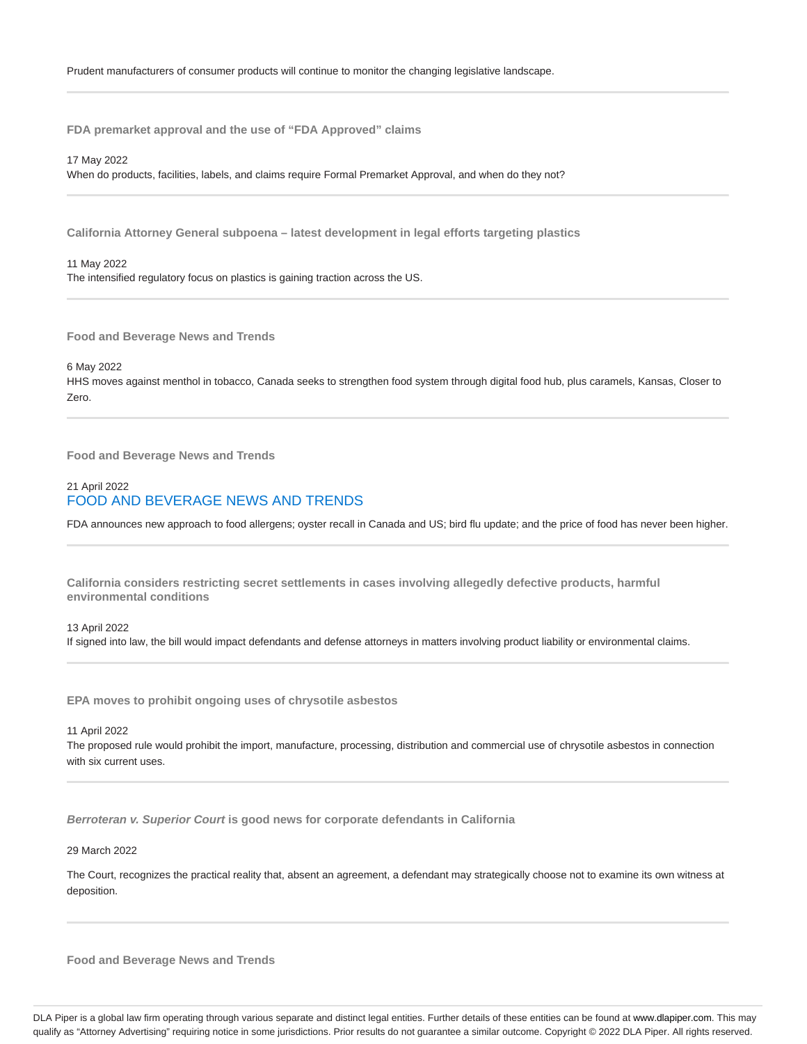Prudent manufacturers of consumer products will continue to monitor the changing legislative landscape.

---

**FDA premarket approval and the use of "FDA Approved" claims**

17 May 2022
When do products, facilities, labels, and claims require Formal Premarket Approval, and when do they not?

---

**California Attorney General subpoena – latest development in legal efforts targeting plastics**

11 May 2022
The intensified regulatory focus on plastics is gaining traction across the US.

---

**Food and Beverage News and Trends**

6 May 2022
HHS moves against menthol in tobacco, Canada seeks to strengthen food system through digital food hub, plus caramels, Kansas, Closer to Zero.

---

**Food and Beverage News and Trends**

21 April 2022
FOOD AND BEVERAGE NEWS AND TRENDS

FDA announces new approach to food allergens; oyster recall in Canada and US; bird flu update; and the price of food has never been higher.

---

**California considers restricting secret settlements in cases involving allegedly defective products, harmful environmental conditions**

13 April 2022
If signed into law, the bill would impact defendants and defense attorneys in matters involving product liability or environmental claims.

---

**EPA moves to prohibit ongoing uses of chrysotile asbestos**

11 April 2022
The proposed rule would prohibit the import, manufacture, processing, distribution and commercial use of chrysotile asbestos in connection with six current uses.

---

***Berroteran v. Superior Court* is good news for corporate defendants in California**

29 March 2022

The Court, recognizes the practical reality that, absent an agreement, a defendant may strategically choose not to examine its own witness at deposition.

---

**Food and Beverage News and Trends**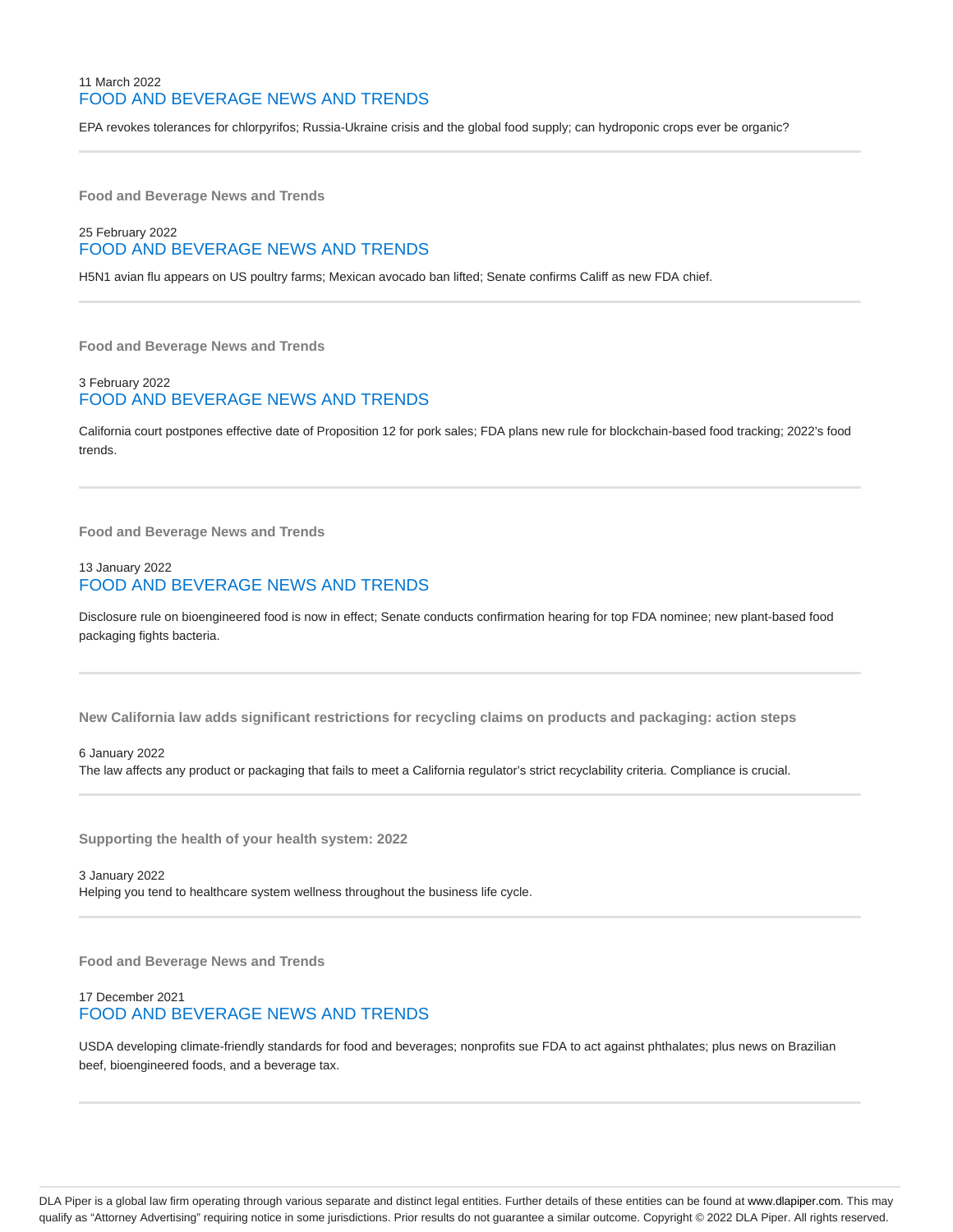11 March 2022

## FOOD AND BEVERAGE NEWS AND TRENDS

EPA revokes tolerances for chlorpyrifos; Russia-Ukraine crisis and the global food supply; can hydroponic crops ever be organic?

---

**Food and Beverage News and Trends**

25 February 2022

## FOOD AND BEVERAGE NEWS AND TRENDS

H5N1 avian flu appears on US poultry farms; Mexican avocado ban lifted; Senate confirms Califf as new FDA chief.

---

**Food and Beverage News and Trends**

3 February 2022

## FOOD AND BEVERAGE NEWS AND TRENDS

California court postpones effective date of Proposition 12 for pork sales; FDA plans new rule for blockchain-based food tracking; 2022's food trends.

---

**Food and Beverage News and Trends**

13 January 2022

## FOOD AND BEVERAGE NEWS AND TRENDS

Disclosure rule on bioengineered food is now in effect; Senate conducts confirmation hearing for top FDA nominee; new plant-based food packaging fights bacteria.

---

**New California law adds significant restrictions for recycling claims on products and packaging: action steps**

6 January 2022

The law affects any product or packaging that fails to meet a California regulator's strict recyclability criteria. Compliance is crucial.

---

**Supporting the health of your health system: 2022**

3 January 2022

Helping you tend to healthcare system wellness throughout the business life cycle.

---

**Food and Beverage News and Trends**

17 December 2021

## FOOD AND BEVERAGE NEWS AND TRENDS

USDA developing climate-friendly standards for food and beverages; nonprofits sue FDA to act against phthalates; plus news on Brazilian beef, bioengineered foods, and a beverage tax.

---

DLA Piper is a global law firm operating through various separate and distinct legal entities. Further details of these entities can be found at www.dlapiper.com. This may qualify as "Attorney Advertising" requiring notice in some jurisdictions. Prior results do not guarantee a similar outcome. Copyright © 2022 DLA Piper. All rights reserved.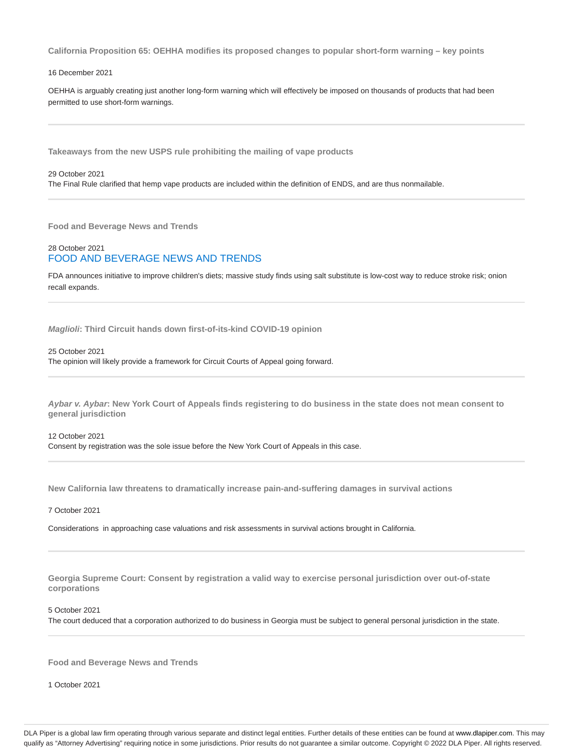**California Proposition 65: OEHHA modifies its proposed changes to popular short-form warning – key points**

16 December 2021

OEHHA is arguably creating just another long-form warning which will effectively be imposed on thousands of products that had been permitted to use short-form warnings.

---

**Takeaways from the new USPS rule prohibiting the mailing of vape products**

29 October 2021

The Final Rule clarified that hemp vape products are included within the definition of ENDS, and are thus nonmailable.

---

**Food and Beverage News and Trends**

28 October 2021

FOOD AND BEVERAGE NEWS AND TRENDS

FDA announces initiative to improve children's diets; massive study finds using salt substitute is low-cost way to reduce stroke risk; onion recall expands.

---

***Maglioli*: Third Circuit hands down first-of-its-kind COVID-19 opinion**

25 October 2021

The opinion will likely provide a framework for Circuit Courts of Appeal going forward.

---

***Aybar v. Aybar*: New York Court of Appeals finds registering to do business in the state does not mean consent to general jurisdiction**

12 October 2021

Consent by registration was the sole issue before the New York Court of Appeals in this case.

---

**New California law threatens to dramatically increase pain-and-suffering damages in survival actions**

7 October 2021

Considerations in approaching case valuations and risk assessments in survival actions brought in California.

---

**Georgia Supreme Court: Consent by registration a valid way to exercise personal jurisdiction over out-of-state corporations**

5 October 2021

The court deduced that a corporation authorized to do business in Georgia must be subject to general personal jurisdiction in the state.

---

**Food and Beverage News and Trends**

1 October 2021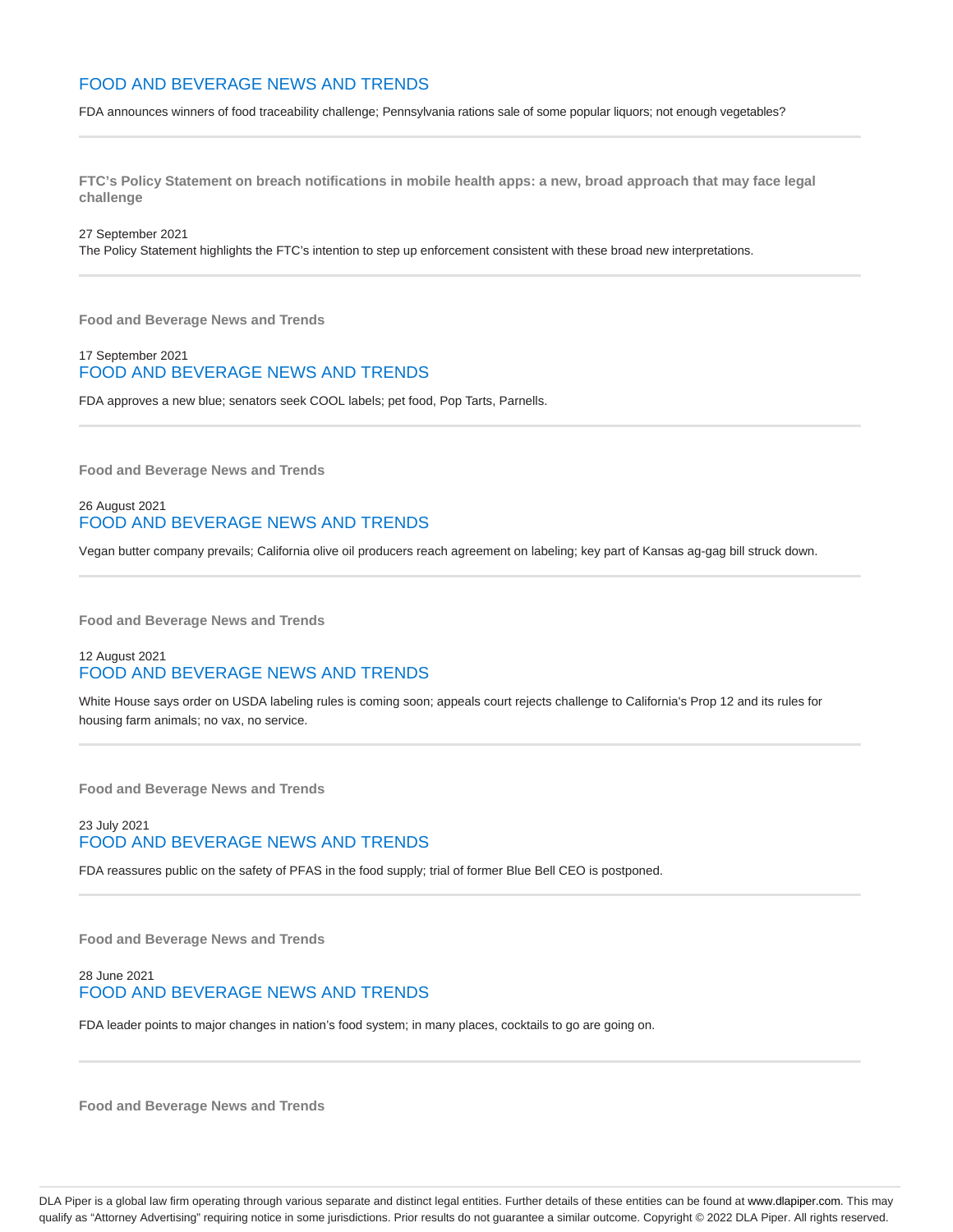## FOOD AND BEVERAGE NEWS AND TRENDS

FDA announces winners of food traceability challenge; Pennsylvania rations sale of some popular liquors; not enough vegetables?

---

**FTC's Policy Statement on breach notifications in mobile health apps: a new, broad approach that may face legal challenge**

27 September 2021

The Policy Statement highlights the FTC's intention to step up enforcement consistent with these broad new interpretations.

---

**Food and Beverage News and Trends**

17 September 2021

## FOOD AND BEVERAGE NEWS AND TRENDS

FDA approves a new blue; senators seek COOL labels; pet food, Pop Tarts, Parnells.

---

**Food and Beverage News and Trends**

26 August 2021

## FOOD AND BEVERAGE NEWS AND TRENDS

Vegan butter company prevails; California olive oil producers reach agreement on labeling; key part of Kansas ag-gag bill struck down.

---

**Food and Beverage News and Trends**

12 August 2021

## FOOD AND BEVERAGE NEWS AND TRENDS

White House says order on USDA labeling rules is coming soon; appeals court rejects challenge to California's Prop 12 and its rules for housing farm animals; no vax, no service.

---

**Food and Beverage News and Trends**

23 July 2021

## FOOD AND BEVERAGE NEWS AND TRENDS

FDA reassures public on the safety of PFAS in the food supply; trial of former Blue Bell CEO is postponed.

---

**Food and Beverage News and Trends**

28 June 2021

## FOOD AND BEVERAGE NEWS AND TRENDS

FDA leader points to major changes in nation's food system; in many places, cocktails to go are going on.

---

**Food and Beverage News and Trends**

DLA Piper is a global law firm operating through various separate and distinct legal entities. Further details of these entities can be found at www.dlapiper.com. This may qualify as "Attorney Advertising" requiring notice in some jurisdictions. Prior results do not guarantee a similar outcome. Copyright © 2022 DLA Piper. All rights reserved.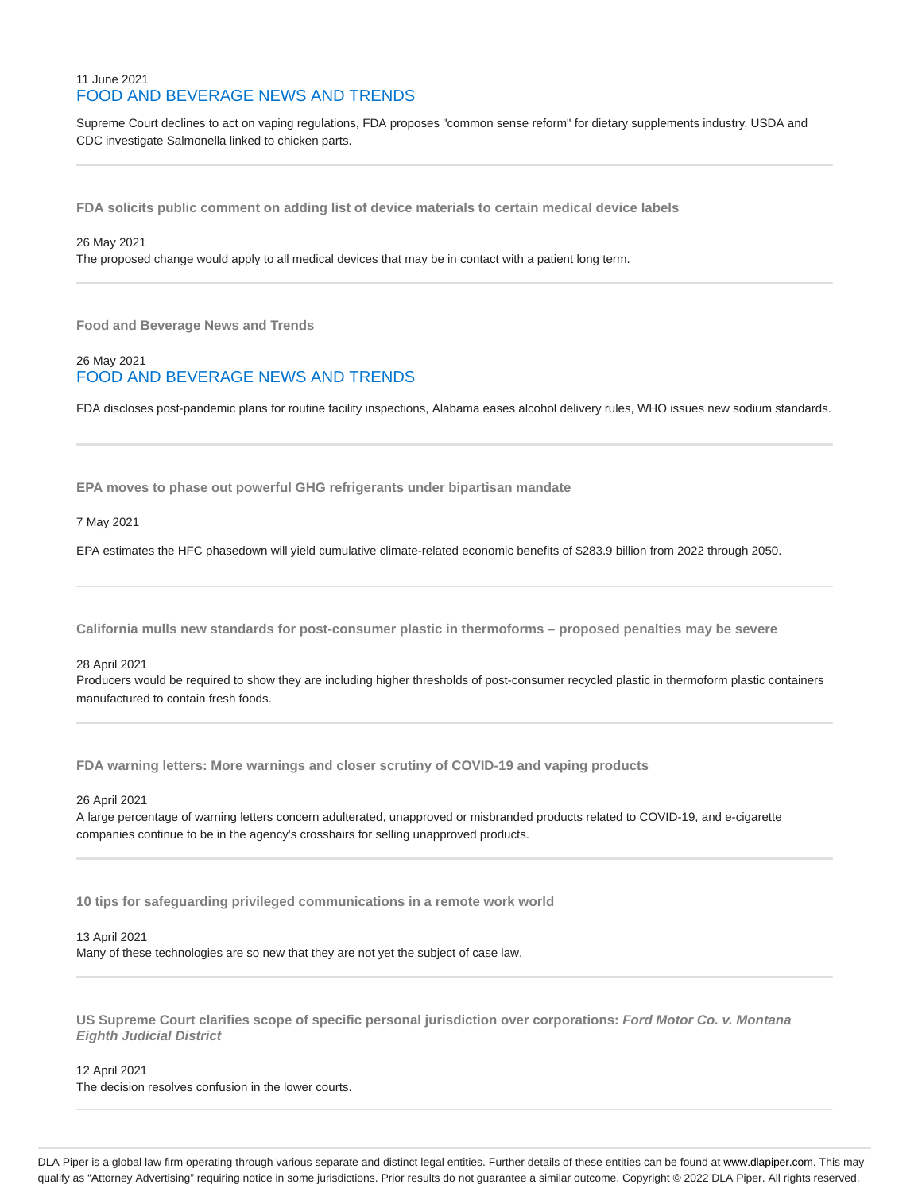11 June 2021

## FOOD AND BEVERAGE NEWS AND TRENDS

Supreme Court declines to act on vaping regulations, FDA proposes "common sense reform" for dietary supplements industry, USDA and CDC investigate Salmonella linked to chicken parts.

---

### FDA solicits public comment on adding list of device materials to certain medical device labels

26 May 2021

The proposed change would apply to all medical devices that may be in contact with a patient long term.

---

### Food and Beverage News and Trends

26 May 2021

## FOOD AND BEVERAGE NEWS AND TRENDS

FDA discloses post-pandemic plans for routine facility inspections, Alabama eases alcohol delivery rules, WHO issues new sodium standards.

---

### EPA moves to phase out powerful GHG refrigerants under bipartisan mandate

7 May 2021

EPA estimates the HFC phasedown will yield cumulative climate-related economic benefits of $283.9 billion from 2022 through 2050.

---

### California mulls new standards for post-consumer plastic in thermoforms – proposed penalties may be severe

28 April 2021

Producers would be required to show they are including higher thresholds of post-consumer recycled plastic in thermoform plastic containers manufactured to contain fresh foods.

---

### FDA warning letters: More warnings and closer scrutiny of COVID-19 and vaping products

26 April 2021

A large percentage of warning letters concern adulterated, unapproved or misbranded products related to COVID-19, and e-cigarette companies continue to be in the agency's crosshairs for selling unapproved products.

---

### 10 tips for safeguarding privileged communications in a remote work world

13 April 2021

Many of these technologies are so new that they are not yet the subject of case law.

---

### US Supreme Court clarifies scope of specific personal jurisdiction over corporations: *Ford Motor Co. v. Montana Eighth Judicial District*

12 April 2021

The decision resolves confusion in the lower courts.

---

DLA Piper is a global law firm operating through various separate and distinct legal entities. Further details of these entities can be found at www.dlapiper.com. This may qualify as "Attorney Advertising" requiring notice in some jurisdictions. Prior results do not guarantee a similar outcome. Copyright © 2022 DLA Piper. All rights reserved.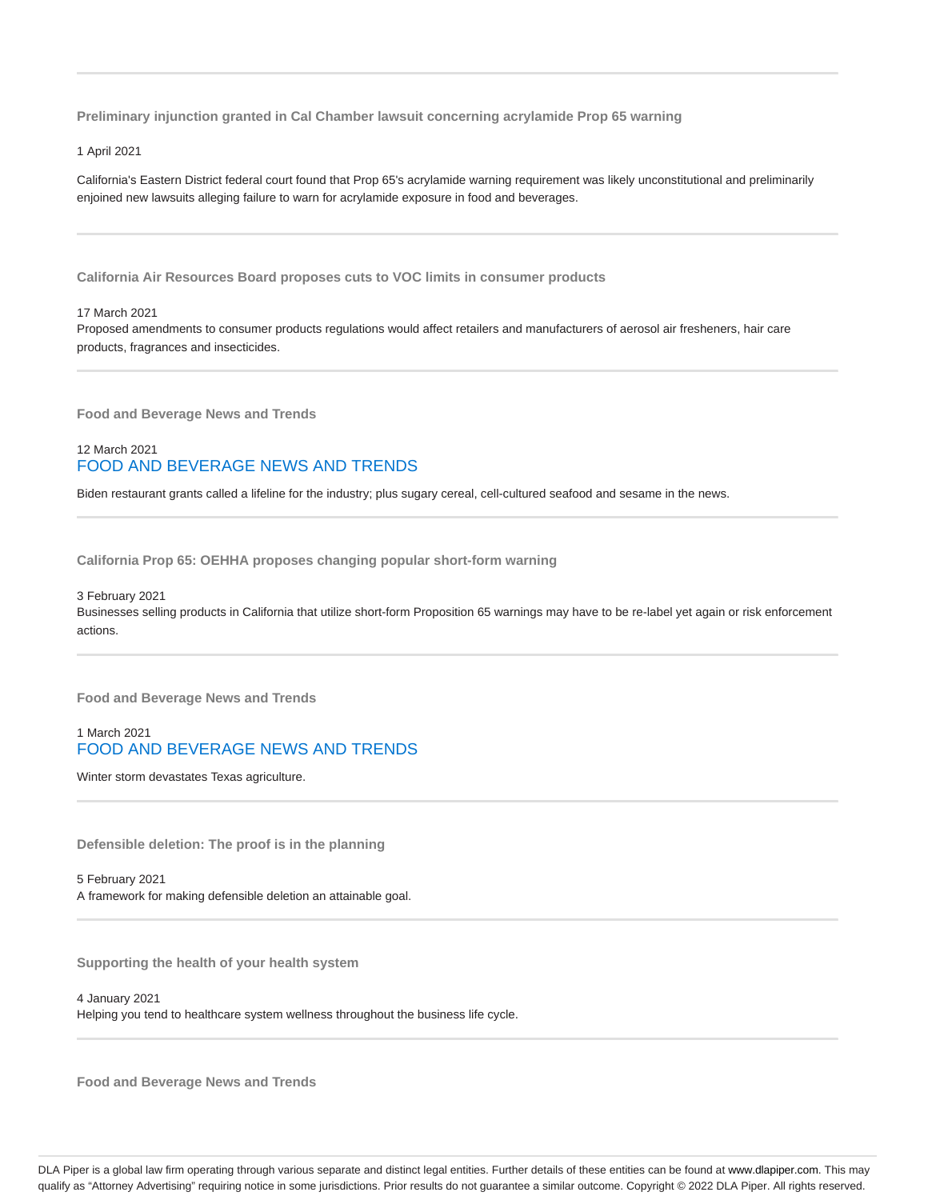**Preliminary injunction granted in Cal Chamber lawsuit concerning acrylamide Prop 65 warning**

1 April 2021

California's Eastern District federal court found that Prop 65's acrylamide warning requirement was likely unconstitutional and preliminarily enjoined new lawsuits alleging failure to warn for acrylamide exposure in food and beverages.

---

**California Air Resources Board proposes cuts to VOC limits in consumer products**

17 March 2021

Proposed amendments to consumer products regulations would affect retailers and manufacturers of aerosol air fresheners, hair care products, fragrances and insecticides.

---

**Food and Beverage News and Trends**

12 March 2021

FOOD AND BEVERAGE NEWS AND TRENDS

Biden restaurant grants called a lifeline for the industry; plus sugary cereal, cell-cultured seafood and sesame in the news.

---

**California Prop 65: OEHHA proposes changing popular short-form warning**

3 February 2021

Businesses selling products in California that utilize short-form Proposition 65 warnings may have to be re-label yet again or risk enforcement actions.

---

**Food and Beverage News and Trends**

1 March 2021

FOOD AND BEVERAGE NEWS AND TRENDS

Winter storm devastates Texas agriculture.

---

**Defensible deletion: The proof is in the planning**

5 February 2021

A framework for making defensible deletion an attainable goal.

---

**Supporting the health of your health system**

4 January 2021

Helping you tend to healthcare system wellness throughout the business life cycle.

---

**Food and Beverage News and Trends**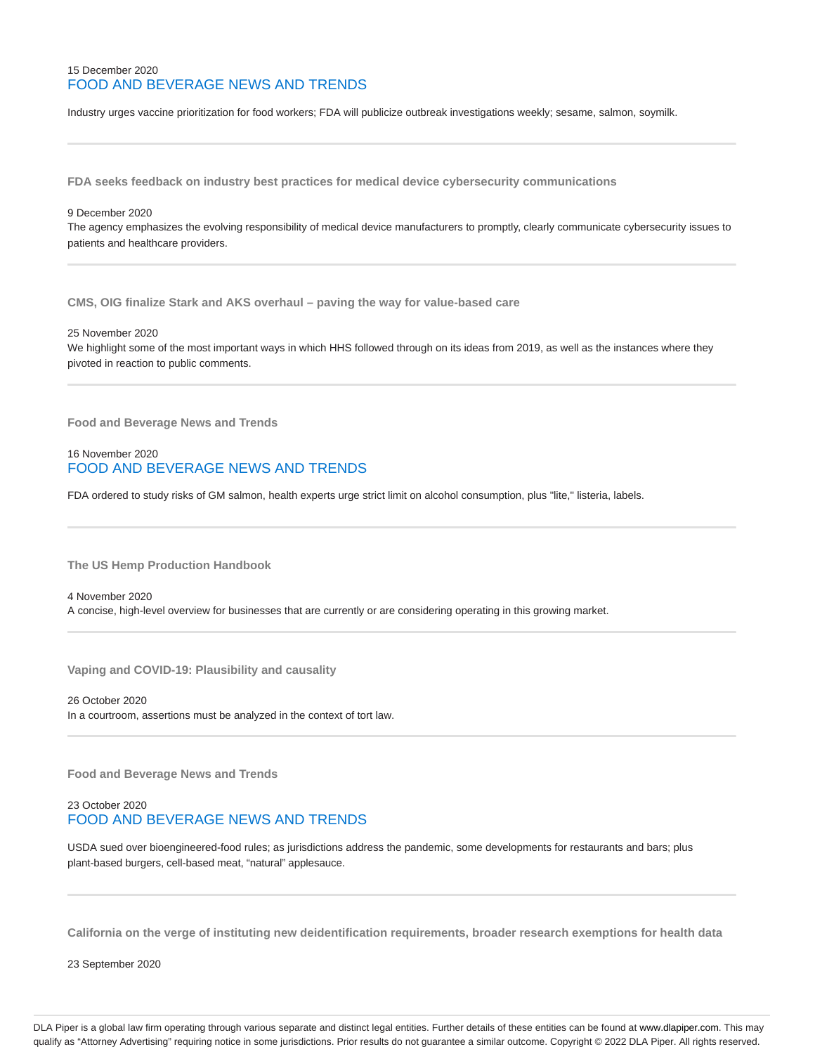15 December 2020

### FOOD AND BEVERAGE NEWS AND TRENDS

Industry urges vaccine prioritization for food workers; FDA will publicize outbreak investigations weekly; sesame, salmon, soymilk.

---

**FDA seeks feedback on industry best practices for medical device cybersecurity communications**

9 December 2020

The agency emphasizes the evolving responsibility of medical device manufacturers to promptly, clearly communicate cybersecurity issues to patients and healthcare providers.

---

**CMS, OIG finalize Stark and AKS overhaul – paving the way for value-based care**

25 November 2020

We highlight some of the most important ways in which HHS followed through on its ideas from 2019, as well as the instances where they pivoted in reaction to public comments.

---

**Food and Beverage News and Trends**

16 November 2020

### FOOD AND BEVERAGE NEWS AND TRENDS

FDA ordered to study risks of GM salmon, health experts urge strict limit on alcohol consumption, plus "lite," listeria, labels.

---

**The US Hemp Production Handbook**

4 November 2020

A concise, high-level overview for businesses that are currently or are considering operating in this growing market.

---

**Vaping and COVID-19: Plausibility and causality**

26 October 2020

In a courtroom, assertions must be analyzed in the context of tort law.

---

**Food and Beverage News and Trends**

23 October 2020

### FOOD AND BEVERAGE NEWS AND TRENDS

USDA sued over bioengineered-food rules; as jurisdictions address the pandemic, some developments for restaurants and bars; plus plant-based burgers, cell-based meat, "natural" applesauce.

---

**California on the verge of instituting new deidentification requirements, broader research exemptions for health data**

23 September 2020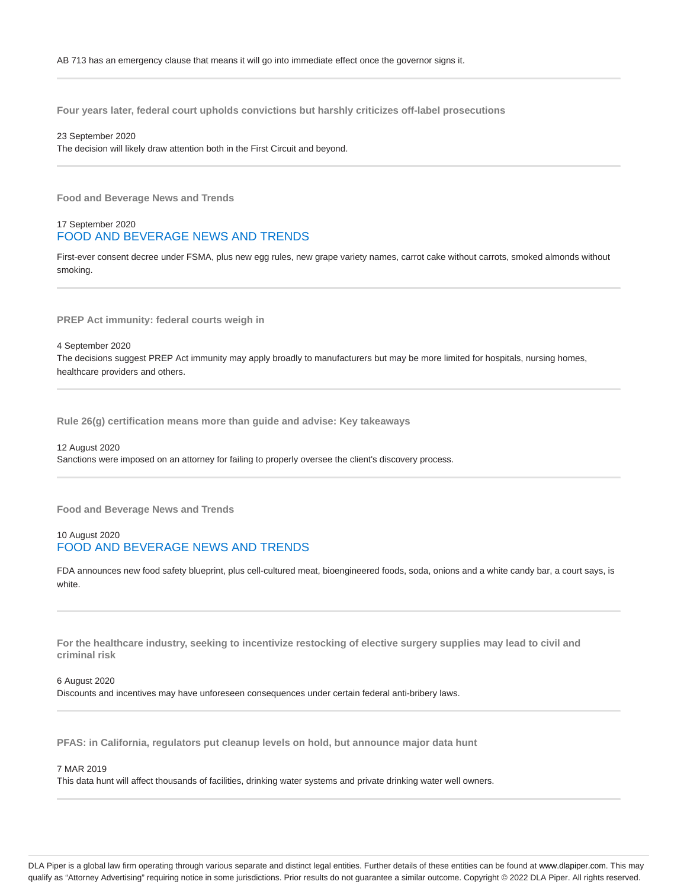AB 713 has an emergency clause that means it will go into immediate effect once the governor signs it.

---

### Four years later, federal court upholds convictions but harshly criticizes off-label prosecutions

23 September 2020

The decision will likely draw attention both in the First Circuit and beyond.

---

### Food and Beverage News and Trends

17 September 2020

FOOD AND BEVERAGE NEWS AND TRENDS

First-ever consent decree under FSMA, plus new egg rules, new grape variety names, carrot cake without carrots, smoked almonds without smoking.

---

### PREP Act immunity: federal courts weigh in

4 September 2020

The decisions suggest PREP Act immunity may apply broadly to manufacturers but may be more limited for hospitals, nursing homes, healthcare providers and others.

---

### Rule 26(g) certification means more than guide and advise: Key takeaways

12 August 2020

Sanctions were imposed on an attorney for failing to properly oversee the client's discovery process.

---

### Food and Beverage News and Trends

10 August 2020

FOOD AND BEVERAGE NEWS AND TRENDS

FDA announces new food safety blueprint, plus cell-cultured meat, bioengineered foods, soda, onions and a white candy bar, a court says, is white.

---

### For the healthcare industry, seeking to incentivize restocking of elective surgery supplies may lead to civil and criminal risk

6 August 2020

Discounts and incentives may have unforeseen consequences under certain federal anti-bribery laws.

---

### PFAS: in California, regulators put cleanup levels on hold, but announce major data hunt

7 MAR 2019

This data hunt will affect thousands of facilities, drinking water systems and private drinking water well owners.

---

DLA Piper is a global law firm operating through various separate and distinct legal entities. Further details of these entities can be found at www.dlapiper.com. This may qualify as "Attorney Advertising" requiring notice in some jurisdictions. Prior results do not guarantee a similar outcome. Copyright © 2022 DLA Piper. All rights reserved.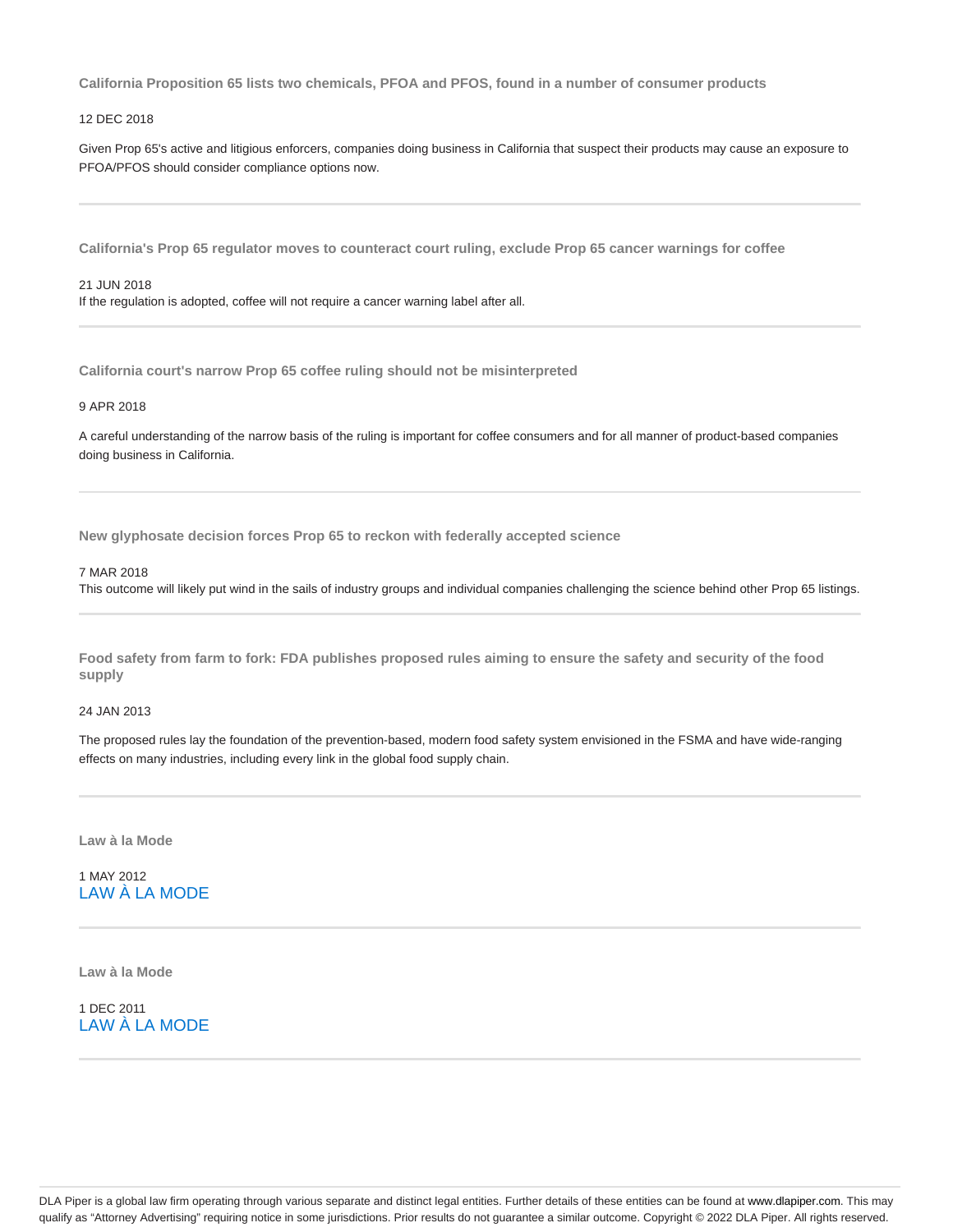### California Proposition 65 lists two chemicals, PFOA and PFOS, found in a number of consumer products

12 DEC 2018

Given Prop 65's active and litigious enforcers, companies doing business in California that suspect their products may cause an exposure to PFOA/PFOS should consider compliance options now.

---

### California's Prop 65 regulator moves to counteract court ruling, exclude Prop 65 cancer warnings for coffee

21 JUN 2018

If the regulation is adopted, coffee will not require a cancer warning label after all.

---

### California court's narrow Prop 65 coffee ruling should not be misinterpreted

9 APR 2018

A careful understanding of the narrow basis of the ruling is important for coffee consumers and for all manner of product-based companies doing business in California.

---

### New glyphosate decision forces Prop 65 to reckon with federally accepted science

7 MAR 2018

This outcome will likely put wind in the sails of industry groups and individual companies challenging the science behind other Prop 65 listings.

---

### Food safety from farm to fork: FDA publishes proposed rules aiming to ensure the safety and security of the food supply

24 JAN 2013

The proposed rules lay the foundation of the prevention-based, modern food safety system envisioned in the FSMA and have wide-ranging effects on many industries, including every link in the global food supply chain.

---

### Law à la Mode

1 MAY 2012

LAW À LA MODE

---

### Law à la Mode

1 DEC 2011

LAW À LA MODE

---

DLA Piper is a global law firm operating through various separate and distinct legal entities. Further details of these entities can be found at www.dlapiper.com. This may qualify as “Attorney Advertising” requiring notice in some jurisdictions. Prior results do not guarantee a similar outcome. Copyright © 2022 DLA Piper. All rights reserved.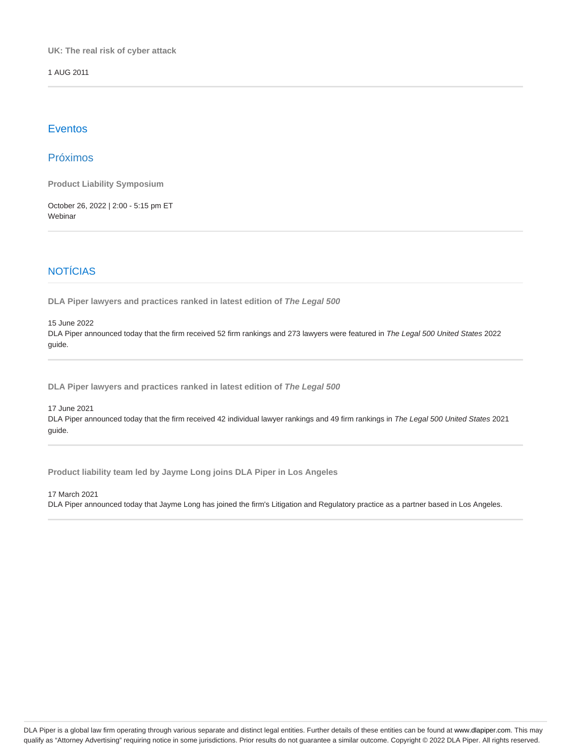**UK: The real risk of cyber attack**

1 AUG 2011

## Eventos

### Próximos

**Product Liability Symposium**

October 26, 2022 | 2:00 - 5:15 pm ET
Webinar

## NOTÍCIAS

**DLA Piper lawyers and practices ranked in latest edition of *The Legal 500***

15 June 2022
DLA Piper announced today that the firm received 52 firm rankings and 273 lawyers were featured in *The Legal 500 United States* 2022 guide.

**DLA Piper lawyers and practices ranked in latest edition of *The Legal 500***

17 June 2021
DLA Piper announced today that the firm received 42 individual lawyer rankings and 49 firm rankings in *The Legal 500 United States* 2021 guide.

**Product liability team led by Jayme Long joins DLA Piper in Los Angeles**

17 March 2021
DLA Piper announced today that Jayme Long has joined the firm's Litigation and Regulatory practice as a partner based in Los Angeles.

DLA Piper is a global law firm operating through various separate and distinct legal entities. Further details of these entities can be found at www.dlapiper.com. This may qualify as "Attorney Advertising" requiring notice in some jurisdictions. Prior results do not guarantee a similar outcome. Copyright © 2022 DLA Piper. All rights reserved.